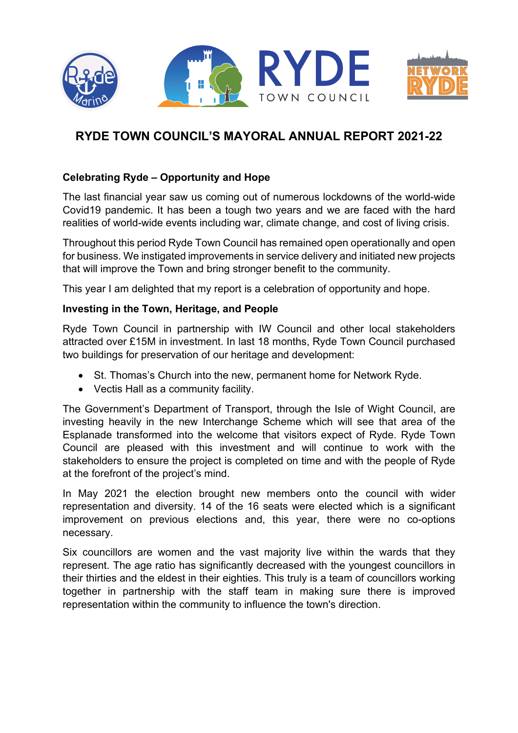# RYDE TOWN COUNCIL'S MAYORAL ANNUAL REPORT 2021-22

**Celebrating Ryde – Opportunity and Hope**

The last financial year saw us coming out of numerous lockdowns of the world-wide Covid19 pandemic. It has been a tough two years and we are faced with the hard realities of world-wide events including war, climate change, and cost of living crisis.

Throughout this period Ryde Town Council has remained open operationally and open for business. We instigated improvements in service delivery and initiated new projects that will improve the Town and bring stronger benefit to the community.

This year I am delighted that my report is a celebration of opportunity and hope.

**Investing in the Town, Heritage, and People**

Ryde Town Council in partnership with IW Council and other local stakeholders attracted over £15M in investment. In last 18 months, Ryde Town Council purchased two buildings for preservation of our heritage and development:

- St. Thomas's Church into the new, permanent home for Network Ryde.
- Vectis Hall as a community facility.

The Government's Department of Transport, through the Isle of Wight Council, are investing heavily in the new Interchange Scheme which will see that area of the Esplanade transformed into the welcome that visitors expect of Ryde. Ryde Town Council are pleased with this investment and will continue to work with the stakeholders to ensure the project is completed on time and with the people of Ryde at the forefront of the project's mind.

In May 2021 the election brought new members onto the council with wider representation and diversity. 14 of the 16 seats were elected which is a significant improvement on previous elections and, this year, there were no co-options necessary.

Six councillors are women and the vast majority live within the wards that they represent. The age ratio has significantly decreased with the youngest councillors in their thirties and the eldest in their eighties. This truly is a team of councillors working together in partnership with the staff team in making sure there is improved representation within the community to influence the town's direction.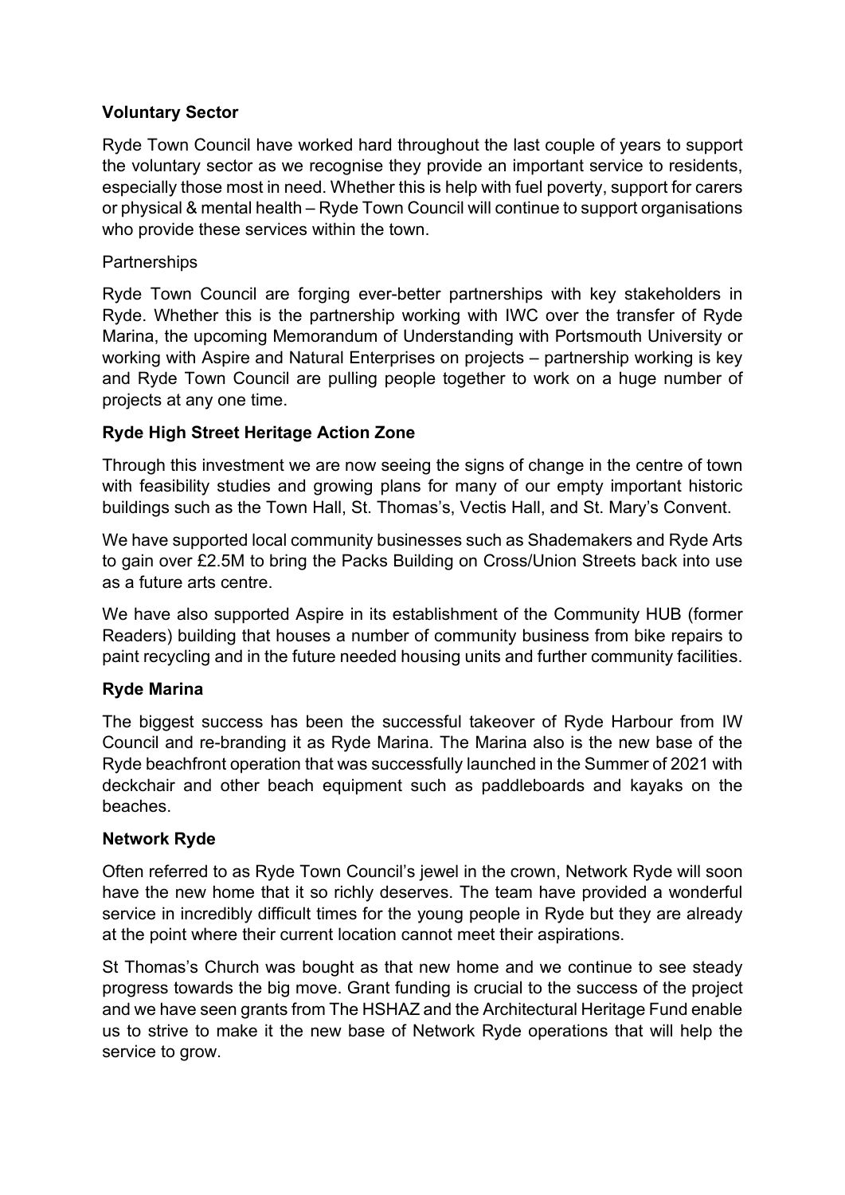**Voluntary Sector**

Ryde Town Council have worked hard throughout the last couple of years to support the voluntary sector as we recognise they provide an important service to residents, especially those most in need. Whether this is help with fuel poverty, support for carers or physical & mental health – Ryde Town Council will continue to support organisations who provide these services within the town.

Partnerships

Ryde Town Council are forging ever-better partnerships with key stakeholders in Ryde. Whether this is the partnership working with IWC over the transfer of Ryde Marina, the upcoming Memorandum of Understanding with Portsmouth University or working with Aspire and Natural Enterprises on projects – partnership working is key and Ryde Town Council are pulling people together to work on a huge number of projects at any one time.

**Ryde High Street Heritage Action Zone**

Through this investment we are now seeing the signs of change in the centre of town with feasibility studies and growing plans for many of our empty important historic buildings such as the Town Hall, St. Thomas's, Vectis Hall, and St. Mary's Convent.

We have supported local community businesses such as Shademakers and Ryde Arts to gain over £2.5M to bring the Packs Building on Cross/Union Streets back into use as a future arts centre.

We have also supported Aspire in its establishment of the Community HUB (former Readers) building that houses a number of community business from bike repairs to paint recycling and in the future needed housing units and further community facilities.

**Ryde Marina**

The biggest success has been the successful takeover of Ryde Harbour from IW Council and re-branding it as Ryde Marina. The Marina also is the new base of the Ryde beachfront operation that was successfully launched in the Summer of 2021 with deckchair and other beach equipment such as paddleboards and kayaks on the beaches.

**Network Ryde**

Often referred to as Ryde Town Council's jewel in the crown, Network Ryde will soon have the new home that it so richly deserves. The team have provided a wonderful service in incredibly difficult times for the young people in Ryde but they are already at the point where their current location cannot meet their aspirations.

St Thomas's Church was bought as that new home and we continue to see steady progress towards the big move. Grant funding is crucial to the success of the project and we have seen grants from The HSHAZ and the Architectural Heritage Fund enable us to strive to make it the new base of Network Ryde operations that will help the service to grow.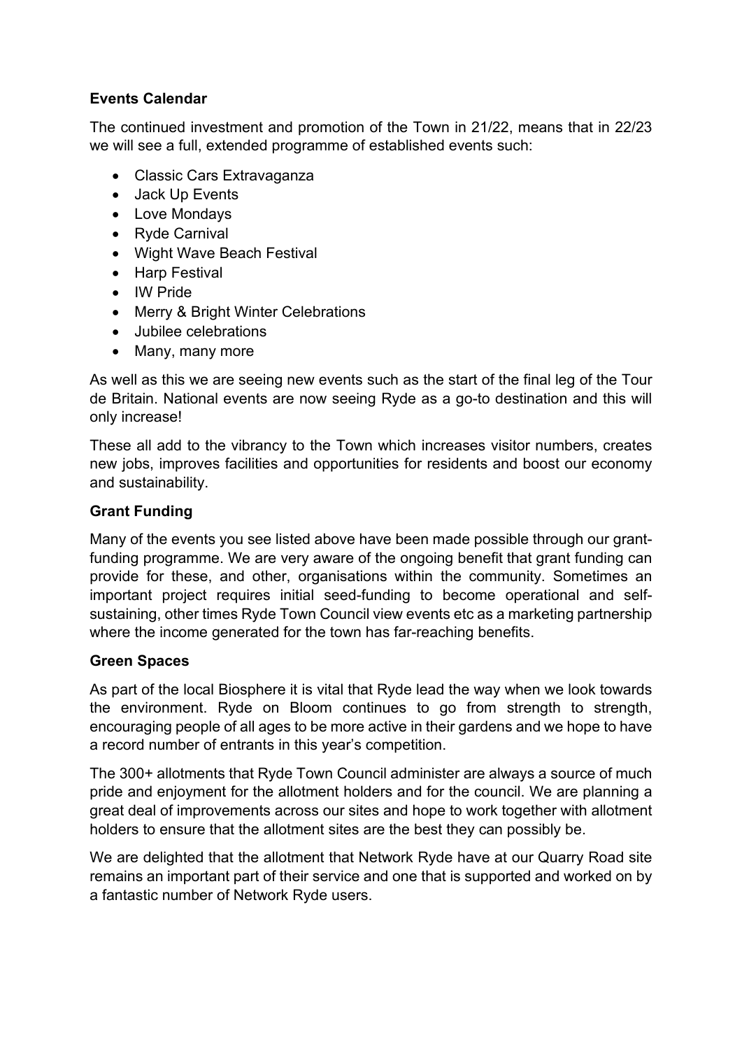**Events Calendar**

The continued investment and promotion of the Town in 21/22, means that in 22/23 we will see a full, extended programme of established events such:

- Classic Cars Extravaganza
- Jack Up Events
- Love Mondays
- Ryde Carnival
- Wight Wave Beach Festival
- Harp Festival
- IW Pride
- Merry & Bright Winter Celebrations
- Jubilee celebrations
- Many, many more

As well as this we are seeing new events such as the start of the final leg of the Tour de Britain. National events are now seeing Ryde as a go-to destination and this will only increase!

These all add to the vibrancy to the Town which increases visitor numbers, creates new jobs, improves facilities and opportunities for residents and boost our economy and sustainability.

**Grant Funding**

Many of the events you see listed above have been made possible through our grant-funding programme. We are very aware of the ongoing benefit that grant funding can provide for these, and other, organisations within the community. Sometimes an important project requires initial seed-funding to become operational and self-sustaining, other times Ryde Town Council view events etc as a marketing partnership where the income generated for the town has far-reaching benefits.

**Green Spaces**

As part of the local Biosphere it is vital that Ryde lead the way when we look towards the environment. Ryde on Bloom continues to go from strength to strength, encouraging people of all ages to be more active in their gardens and we hope to have a record number of entrants in this year's competition.

The 300+ allotments that Ryde Town Council administer are always a source of much pride and enjoyment for the allotment holders and for the council. We are planning a great deal of improvements across our sites and hope to work together with allotment holders to ensure that the allotment sites are the best they can possibly be.

We are delighted that the allotment that Network Ryde have at our Quarry Road site remains an important part of their service and one that is supported and worked on by a fantastic number of Network Ryde users.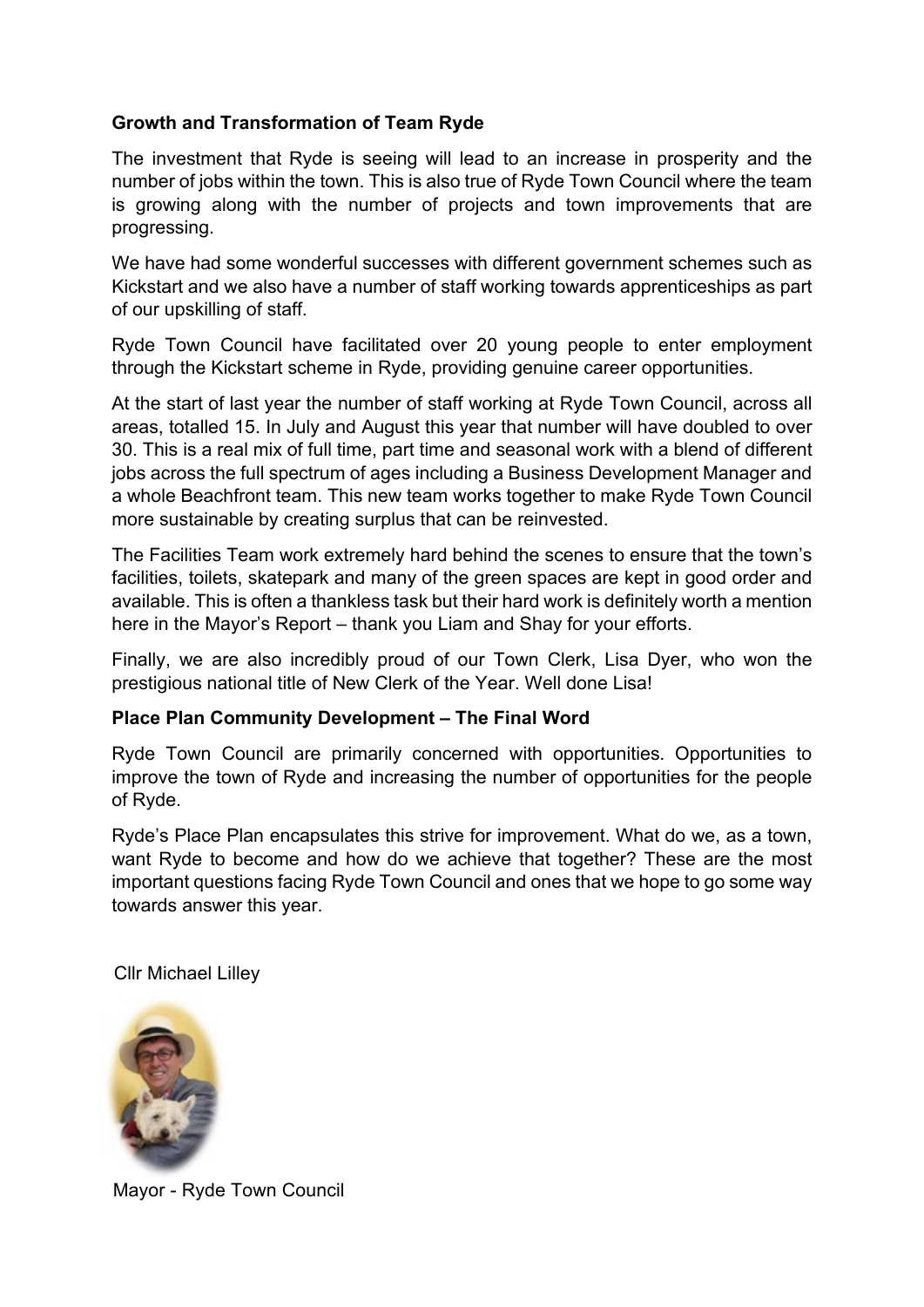**Growth and Transformation of Team Ryde**

The investment that Ryde is seeing will lead to an increase in prosperity and the number of jobs within the town. This is also true of Ryde Town Council where the team is growing along with the number of projects and town improvements that are progressing.

We have had some wonderful successes with different government schemes such as Kickstart and we also have a number of staff working towards apprenticeships as part of our upskilling of staff.

Ryde Town Council have facilitated over 20 young people to enter employment through the Kickstart scheme in Ryde, providing genuine career opportunities.

At the start of last year the number of staff working at Ryde Town Council, across all areas, totalled 15. In July and August this year that number will have doubled to over 30. This is a real mix of full time, part time and seasonal work with a blend of different jobs across the full spectrum of ages including a Business Development Manager and a whole Beachfront team. This new team works together to make Ryde Town Council more sustainable by creating surplus that can be reinvested.

The Facilities Team work extremely hard behind the scenes to ensure that the town's facilities, toilets, skatepark and many of the green spaces are kept in good order and available. This is often a thankless task but their hard work is definitely worth a mention here in the Mayor's Report – thank you Liam and Shay for your efforts.

Finally, we are also incredibly proud of our Town Clerk, Lisa Dyer, who won the prestigious national title of New Clerk of the Year. Well done Lisa!

**Place Plan Community Development – The Final Word**

Ryde Town Council are primarily concerned with opportunities. Opportunities to improve the town of Ryde and increasing the number of opportunities for the people of Ryde.

Ryde's Place Plan encapsulates this strive for improvement. What do we, as a town, want Ryde to become and how do we achieve that together? These are the most important questions facing Ryde Town Council and ones that we hope to go some way towards answer this year.

Cllr Michael Lilley

Mayor - Ryde Town Council